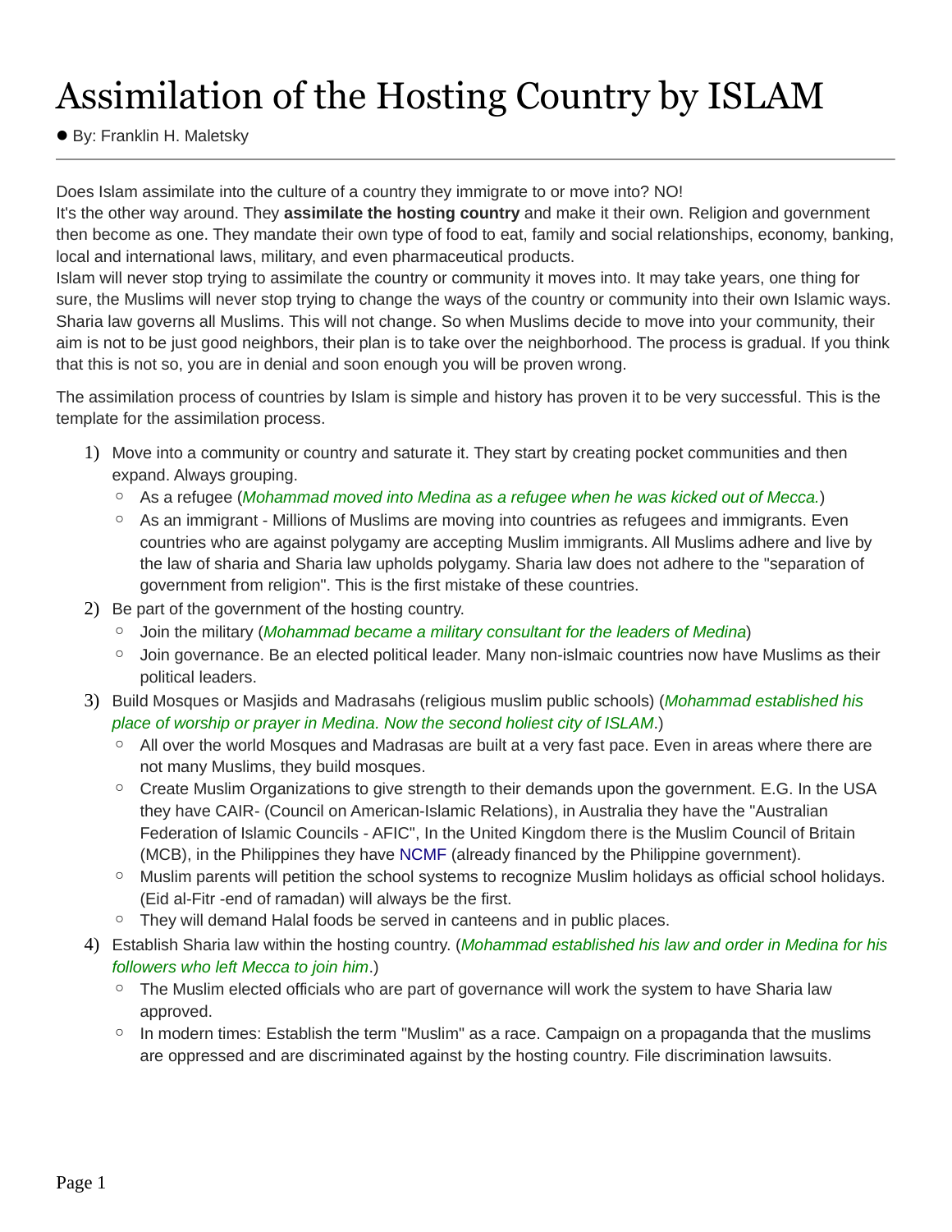# Assimilation of the Hosting Country by ISLAM

- By: Franklin H. Maletsky

---

Does Islam assimilate into the culture of a country they immigrate to or move into? NO!
It's the other way around. They **assimilate the hosting country** and make it their own. Religion and government then become as one. They mandate their own type of food to eat, family and social relationships, economy, banking, local and international laws, military, and even pharmaceutical products.
Islam will never stop trying to assimilate the country or community it moves into. It may take years, one thing for sure, the Muslims will never stop trying to change the ways of the country or community into their own Islamic ways. Sharia law governs all Muslims. This will not change. So when Muslims decide to move into your community, their aim is not to be just good neighbors, their plan is to take over the neighborhood. The process is gradual. If you think that this is not so, you are in denial and soon enough you will be proven wrong.

The assimilation process of countries by Islam is simple and history has proven it to be very successful. This is the template for the assimilation process.

1) Move into a community or country and saturate it. They start by creating pocket communities and then expand. Always grouping.
   - As a refugee (*Mohammad moved into Medina as a refugee when he was kicked out of Mecca.*)
   - As an immigrant - Millions of Muslims are moving into countries as refugees and immigrants. Even countries who are against polygamy are accepting Muslim immigrants. All Muslims adhere and live by the law of sharia and Sharia law upholds polygamy. Sharia law does not adhere to the "separation of government from religion". This is the first mistake of these countries.
2) Be part of the government of the hosting country.
   - Join the military (*Mohammad became a military consultant for the leaders of Medina*)
   - Join governance. Be an elected political leader. Many non-islmaic countries now have Muslims as their political leaders.
3) Build Mosques or Masjids and Madrasahs (religious muslim public schools) (*Mohammad established his place of worship or prayer in Medina. Now the second holiest city of ISLAM.*)
   - All over the world Mosques and Madrasas are built at a very fast pace. Even in areas where there are not many Muslims, they build mosques.
   - Create Muslim Organizations to give strength to their demands upon the government. E.G. In the USA they have CAIR- (Council on American-Islamic Relations), in Australia they have the "Australian Federation of Islamic Councils - AFIC", In the United Kingdom there is the Muslim Council of Britain (MCB), in the Philippines they have NCMF (already financed by the Philippine government).
   - Muslim parents will petition the school systems to recognize Muslim holidays as official school holidays. (Eid al-Fitr -end of ramadan) will always be the first.
   - They will demand Halal foods be served in canteens and in public places.
4) Establish Sharia law within the hosting country. (*Mohammad established his law and order in Medina for his followers who left Mecca to join him*.)
   - The Muslim elected officials who are part of governance will work the system to have Sharia law approved.
   - In modern times: Establish the term "Muslim" as a race. Campaign on a propaganda that the muslims are oppressed and are discriminated against by the hosting country. File discrimination lawsuits.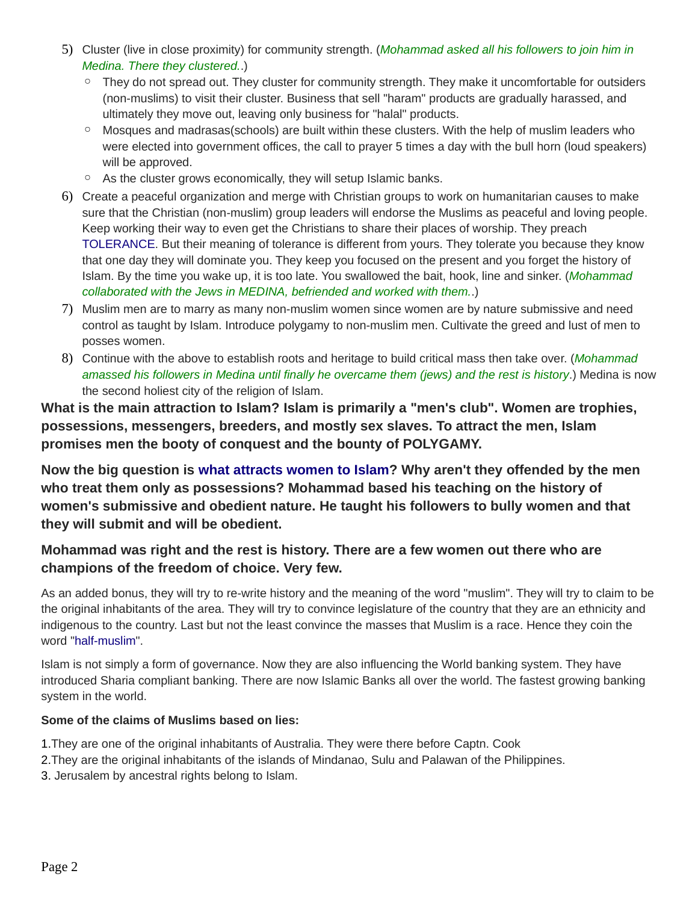5) Cluster (live in close proximity) for community strength. (*Mohammad asked all his followers to join him in Medina. There they clustered..*)
   - They do not spread out. They cluster for community strength. They make it uncomfortable for outsiders (non-muslims) to visit their cluster. Business that sell "haram" products are gradually harassed, and ultimately they move out, leaving only business for "halal" products.
   - Mosques and madrasas(schools) are built within these clusters. With the help of muslim leaders who were elected into government offices, the call to prayer 5 times a day with the bull horn (loud speakers) will be approved.
   - As the cluster grows economically, they will setup Islamic banks.
6) Create a peaceful organization and merge with Christian groups to work on humanitarian causes to make sure that the Christian (non-muslim) group leaders will endorse the Muslims as peaceful and loving people. Keep working their way to even get the Christians to share their places of worship. They preach TOLERANCE. But their meaning of tolerance is different from yours. They tolerate you because they know that one day they will dominate you. They keep you focused on the present and you forget the history of Islam. By the time you wake up, it is too late. You swallowed the bait, hook, line and sinker. (*Mohammad collaborated with the Jews in MEDINA, befriended and worked with them..*)
7) Muslim men are to marry as many non-muslim women since women are by nature submissive and need control as taught by Islam. Introduce polygamy to non-muslim men. Cultivate the greed and lust of men to posses women.
8) Continue with the above to establish roots and heritage to build critical mass then take over. (*Mohammad amassed his followers in Medina until finally he overcame them (jews) and the rest is history*.) Medina is now the second holiest city of the religion of Islam.

**What is the main attraction to Islam? Islam is primarily a "men's club". Women are trophies, possessions, messengers, breeders, and mostly sex slaves. To attract the men, Islam promises men the booty of conquest and the bounty of POLYGAMY.**

**Now the big question is what attracts women to Islam? Why aren't they offended by the men who treat them only as possessions? Mohammad based his teaching on the history of women's submissive and obedient nature. He taught his followers to bully women and that they will submit and will be obedient.**

**Mohammad was right and the rest is history. There are a few women out there who are champions of the freedom of choice. Very few.**

As an added bonus, they will try to re-write history and the meaning of the word "muslim". They will try to claim to be the original inhabitants of the area. They will try to convince legislature of the country that they are an ethnicity and indigenous to the country. Last but not the least convince the masses that Muslim is a race. Hence they coin the word "half-muslim".

Islam is not simply a form of governance. Now they are also influencing the World banking system. They have introduced Sharia compliant banking. There are now Islamic Banks all over the world. The fastest growing banking system in the world.

**Some of the claims of Muslims based on lies:**

1.They are one of the original inhabitants of Australia. They were there before Captn. Cook
2.They are the original inhabitants of the islands of Mindanao, Sulu and Palawan of the Philippines.
3. Jerusalem by ancestral rights belong to Islam.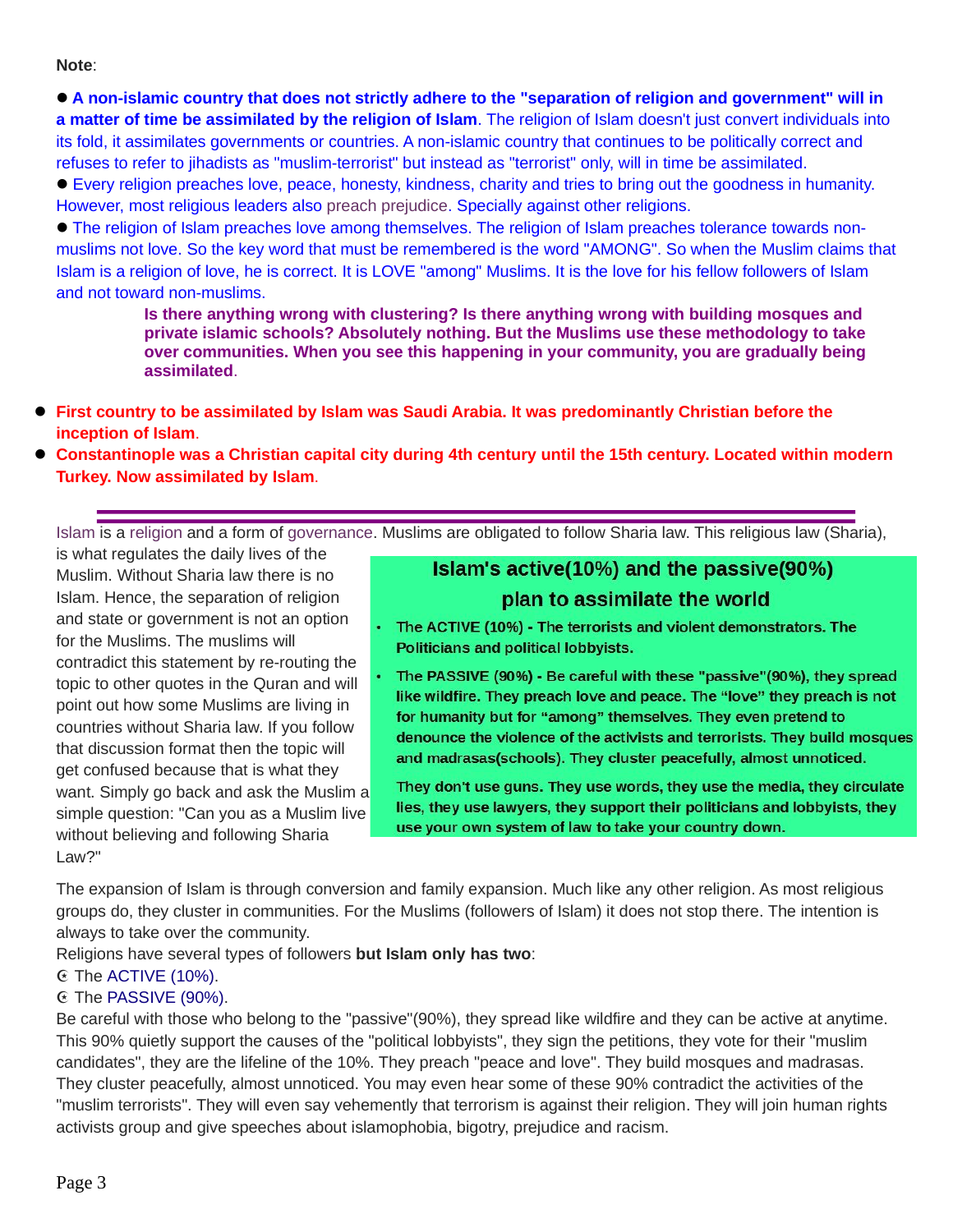**Note**:

- **A non-islamic country that does not strictly adhere to the "separation of religion and government" will in a matter of time be assimilated by the religion of Islam**. The religion of Islam doesn't just convert individuals into its fold, it assimilates governments or countries. A non-islamic country that continues to be politically correct and refuses to refer to jihadists as "muslim-terrorist" but instead as "terrorist" only, will in time be assimilated.
- Every religion preaches love, peace, honesty, kindness, charity and tries to bring out the goodness in humanity. However, most religious leaders also preach prejudice. Specially against other religions.
- The religion of Islam preaches love among themselves. The religion of Islam preaches tolerance towards non-muslims not love. So the key word that must be remembered is the word "AMONG". So when the Muslim claims that Islam is a religion of love, he is correct. It is LOVE "among" Muslims. It is the love for his fellow followers of Islam and not toward non-muslims.

**Is there anything wrong with clustering? Is there anything wrong with building mosques and private islamic schools? Absolutely nothing. But the Muslims use these methodology to take over communities. When you see this happening in your community, you are gradually being assimilated**.

- **First country to be assimilated by Islam was Saudi Arabia. It was predominantly Christian before the inception of Islam**.
- **Constantinople was a Christian capital city during 4th century until the 15th century. Located within modern Turkey. Now assimilated by Islam**.

---

Islam is a religion and a form of governance. Muslims are obligated to follow Sharia law. This religious law (Sharia), is what regulates the daily lives of the Muslim. Without Sharia law there is no Islam. Hence, the separation of religion and state or government is not an option for the Muslims. The muslims will contradict this statement by re-routing the topic to other quotes in the Quran and will point out how some Muslims are living in countries without Sharia law. If you follow that discussion format then the topic will get confused because that is what they want. Simply go back and ask the Muslim a simple question: "Can you as a Muslim live without believing and following Sharia Law?"

## Islam's active(10%) and the passive(90%) plan to assimilate the world

- **The ACTIVE (10%) - The terrorists and violent demonstrators. The Politicians and political lobbyists.**
- **The PASSIVE (90%) - Be careful with these "passive"(90%), they spread like wildfire. They preach love and peace. The "love" they preach is not for humanity but for "among" themselves. They even pretend to denounce the violence of the activists and terrorists. They build mosques and madrasas(schools). They cluster peacefully, almost unnoticed.**

  **They don't use guns. They use words, they use the media, they circulate lies, they use lawyers, they support their politicians and lobbyists, they use your own system of law to take your country down.**

The expansion of Islam is through conversion and family expansion. Much like any other religion. As most religious groups do, they cluster in communities. For the Muslims (followers of Islam) it does not stop there. The intention is always to take over the community.

Religions have several types of followers **but Islam only has two**:

☪ The ACTIVE (10%).
☪ The PASSIVE (90%).

Be careful with those who belong to the "passive"(90%), they spread like wildfire and they can be active at anytime. This 90% quietly support the causes of the "political lobbyists", they sign the petitions, they vote for their "muslim candidates", they are the lifeline of the 10%. They preach "peace and love". They build mosques and madrasas. They cluster peacefully, almost unnoticed. You may even hear some of these 90% contradict the activities of the "muslim terrorists". They will even say vehemently that terrorism is against their religion. They will join human rights activists group and give speeches about islamophobia, bigotry, prejudice and racism.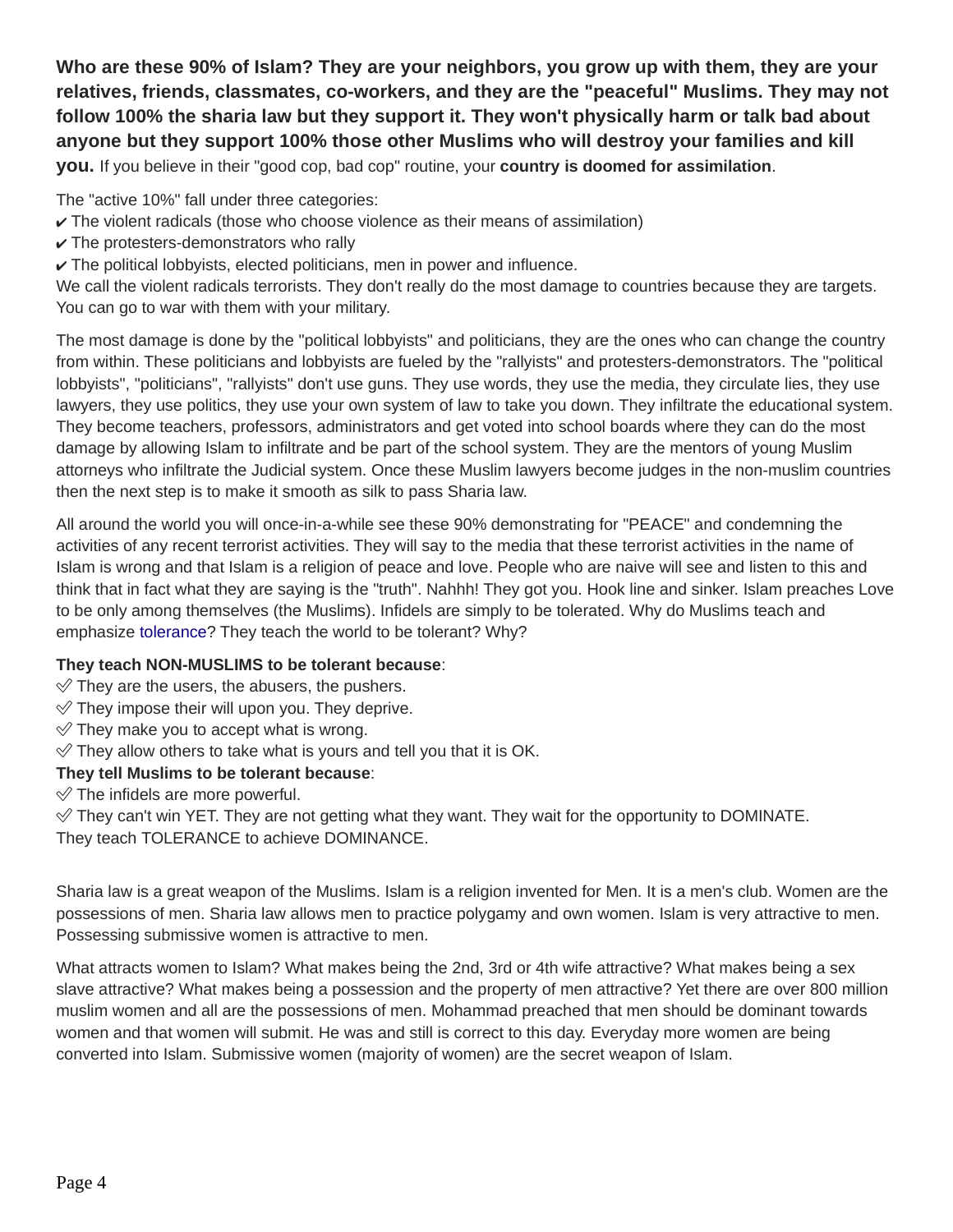**Who are these 90% of Islam? They are your neighbors, you grow up with them, they are your relatives, friends, classmates, co-workers, and they are the "peaceful" Muslims. They may not follow 100% the sharia law but they support it. They won't physically harm or talk bad about anyone but they support 100% those other Muslims who will destroy your families and kill you.** If you believe in their "good cop, bad cop" routine, your **country is doomed for assimilation**.

The "active 10%" fall under three categories:
✔ The violent radicals (those who choose violence as their means of assimilation)
✔ The protesters-demonstrators who rally
✔ The political lobbyists, elected politicians, men in power and influence.
We call the violent radicals terrorists. They don't really do the most damage to countries because they are targets. You can go to war with them with your military.

The most damage is done by the "political lobbyists" and politicians, they are the ones who can change the country from within. These politicians and lobbyists are fueled by the "rallyists" and protesters-demonstrators. The "political lobbyists", "politicians", "rallyists" don't use guns. They use words, they use the media, they circulate lies, they use lawyers, they use politics, they use your own system of law to take you down. They infiltrate the educational system. They become teachers, professors, administrators and get voted into school boards where they can do the most damage by allowing Islam to infiltrate and be part of the school system. They are the mentors of young Muslim attorneys who infiltrate the Judicial system. Once these Muslim lawyers become judges in the non-muslim countries then the next step is to make it smooth as silk to pass Sharia law.

All around the world you will once-in-a-while see these 90% demonstrating for "PEACE" and condemning the activities of any recent terrorist activities. They will say to the media that these terrorist activities in the name of Islam is wrong and that Islam is a religion of peace and love. People who are naive will see and listen to this and think that in fact what they are saying is the "truth". Nahhh! They got you. Hook line and sinker. Islam preaches Love to be only among themselves (the Muslims). Infidels are simply to be tolerated. Why do Muslims teach and emphasize tolerance? They teach the world to be tolerant? Why?

**They teach NON-MUSLIMS to be tolerant because**:
✅ They are the users, the abusers, the pushers.
✅ They impose their will upon you. They deprive.
✅ They make you to accept what is wrong.
✅ They allow others to take what is yours and tell you that it is OK.
**They tell Muslims to be tolerant because**:
✅ The infidels are more powerful.
✅ They can't win YET. They are not getting what they want. They wait for the opportunity to DOMINATE.
They teach TOLERANCE to achieve DOMINANCE.

Sharia law is a great weapon of the Muslims. Islam is a religion invented for Men. It is a men's club. Women are the possessions of men. Sharia law allows men to practice polygamy and own women. Islam is very attractive to men. Possessing submissive women is attractive to men.

What attracts women to Islam? What makes being the 2nd, 3rd or 4th wife attractive? What makes being a sex slave attractive? What makes being a possession and the property of men attractive? Yet there are over 800 million muslim women and all are the possessions of men. Mohammad preached that men should be dominant towards women and that women will submit. He was and still is correct to this day. Everyday more women are being converted into Islam. Submissive women (majority of women) are the secret weapon of Islam.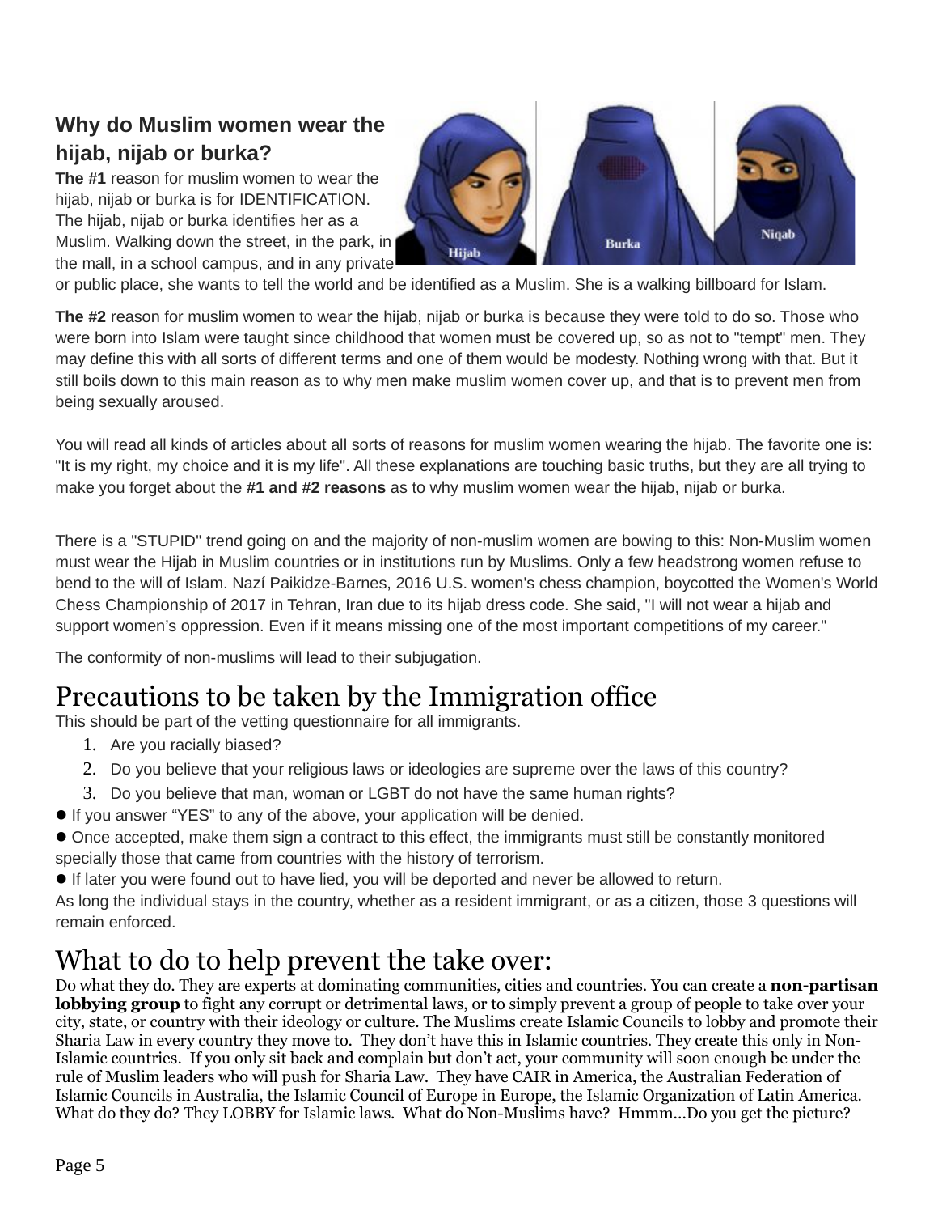### Why do Muslim women wear the hijab, nijab or burka?

**The #1** reason for muslim women to wear the hijab, nijab or burka is for IDENTIFICATION. The hijab, nijab or burka identifies her as a Muslim. Walking down the street, in the park, in the mall, in a school campus, and in any private or public place, she wants to tell the world and be identified as a Muslim. She is a walking billboard for Islam.

**The #2** reason for muslim women to wear the hijab, nijab or burka is because they were told to do so. Those who were born into Islam were taught since childhood that women must be covered up, so as not to "tempt" men. They may define this with all sorts of different terms and one of them would be modesty. Nothing wrong with that. But it still boils down to this main reason as to why men make muslim women cover up, and that is to prevent men from being sexually aroused.

You will read all kinds of articles about all sorts of reasons for muslim women wearing the hijab. The favorite one is: "It is my right, my choice and it is my life". All these explanations are touching basic truths, but they are all trying to make you forget about the **#1 and #2 reasons** as to why muslim women wear the hijab, nijab or burka.

There is a "STUPID" trend going on and the majority of non-muslim women are bowing to this: Non-Muslim women must wear the Hijab in Muslim countries or in institutions run by Muslims. Only a few headstrong women refuse to bend to the will of Islam. Nazí Paikidze-Barnes, 2016 U.S. women's chess champion, boycotted the Women's World Chess Championship of 2017 in Tehran, Iran due to its hijab dress code. She said, "I will not wear a hijab and support women's oppression. Even if it means missing one of the most important competitions of my career."

The conformity of non-muslims will lead to their subjugation.

# Precautions to be taken by the Immigration office

This should be part of the vetting questionnaire for all immigrants.

1. Are you racially biased?
2. Do you believe that your religious laws or ideologies are supreme over the laws of this country?
3. Do you believe that man, woman or LGBT do not have the same human rights?

- If you answer "YES" to any of the above, your application will be denied.
- Once accepted, make them sign a contract to this effect, the immigrants must still be constantly monitored specially those that came from countries with the history of terrorism.
- If later you were found out to have lied, you will be deported and never be allowed to return.

As long the individual stays in the country, whether as a resident immigrant, or as a citizen, those 3 questions will remain enforced.

# What to do to help prevent the take over:

Do what they do. They are experts at dominating communities, cities and countries. You can create a **non-partisan lobbying group** to fight any corrupt or detrimental laws, or to simply prevent a group of people to take over your city, state, or country with their ideology or culture. The Muslims create Islamic Councils to lobby and promote their Sharia Law in every country they move to. They don't have this in Islamic countries. They create this only in Non-Islamic countries. If you only sit back and complain but don't act, your community will soon enough be under the rule of Muslim leaders who will push for Sharia Law. They have CAIR in America, the Australian Federation of Islamic Councils in Australia, the Islamic Council of Europe in Europe, the Islamic Organization of Latin America. What do they do? They LOBBY for Islamic laws. What do Non-Muslims have? Hmmm...Do you get the picture?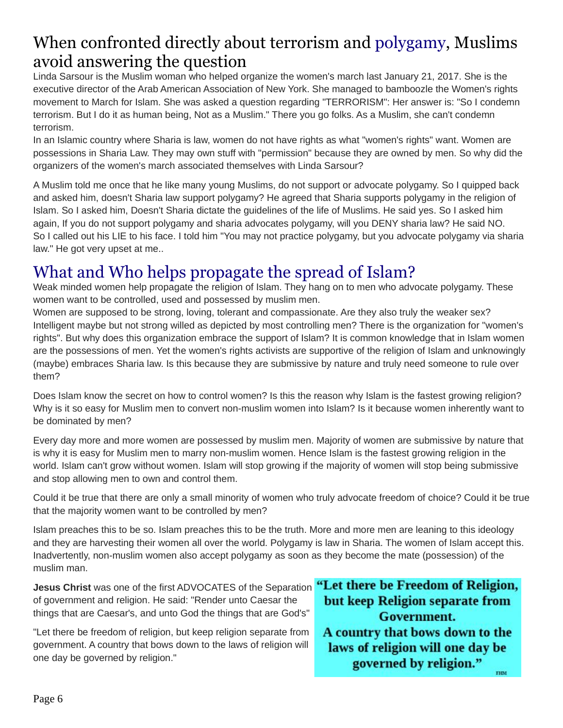# When confronted directly about terrorism and polygamy, Muslims avoid answering the question

Linda Sarsour is the Muslim woman who helped organize the women's march last January 21, 2017. She is the executive director of the Arab American Association of New York. She managed to bamboozle the Women's rights movement to March for Islam. She was asked a question regarding "TERRORISM": Her answer is: "So I condemn terrorism. But I do it as human being, Not as a Muslim." There you go folks. As a Muslim, she can't condemn terrorism.

In an Islamic country where Sharia is law, women do not have rights as what "women's rights" want. Women are possessions in Sharia Law. They may own stuff with "permission" because they are owned by men. So why did the organizers of the women's march associated themselves with Linda Sarsour?

A Muslim told me once that he like many young Muslims, do not support or advocate polygamy. So I quipped back and asked him, doesn't Sharia law support polygamy? He agreed that Sharia supports polygamy in the religion of Islam. So I asked him, Doesn't Sharia dictate the guidelines of the life of Muslims. He said yes. So I asked him again, If you do not support polygamy and sharia advocates polygamy, will you DENY sharia law? He said NO. So I called out his LIE to his face. I told him "You may not practice polygamy, but you advocate polygamy via sharia law." He got very upset at me..

# What and Who helps propagate the spread of Islam?

Weak minded women help propagate the religion of Islam. They hang on to men who advocate polygamy. These women want to be controlled, used and possessed by muslim men.

Women are supposed to be strong, loving, tolerant and compassionate. Are they also truly the weaker sex? Intelligent maybe but not strong willed as depicted by most controlling men? There is the organization for "women's rights". But why does this organization embrace the support of Islam? It is common knowledge that in Islam women are the possessions of men. Yet the women's rights activists are supportive of the religion of Islam and unknowingly (maybe) embraces Sharia law. Is this because they are submissive by nature and truly need someone to rule over them?

Does Islam know the secret on how to control women? Is this the reason why Islam is the fastest growing religion? Why is it so easy for Muslim men to convert non-muslim women into Islam? Is it because women inherently want to be dominated by men?

Every day more and more women are possessed by muslim men. Majority of women are submissive by nature that is why it is easy for Muslim men to marry non-muslim women. Hence Islam is the fastest growing religion in the world. Islam can't grow without women. Islam will stop growing if the majority of women will stop being submissive and stop allowing men to own and control them.

Could it be true that there are only a small minority of women who truly advocate freedom of choice? Could it be true that the majority women want to be controlled by men?

Islam preaches this to be so. Islam preaches this to be the truth. More and more men are leaning to this ideology and they are harvesting their women all over the world. Polygamy is law in Sharia. The women of Islam accept this. Inadvertently, non-muslim women also accept polygamy as soon as they become the mate (possession) of the muslim man.

**Jesus Christ** was one of the first ADVOCATES of the Separation of government and religion. He said: "Render unto Caesar the things that are Caesar's, and unto God the things that are God's"

"Let there be freedom of religion, but keep religion separate from government. A country that bows down to the laws of religion will one day be governed by religion."

**"Let there be Freedom of Religion, but keep Religion separate from Government. A country that bows down to the laws of religion will one day be governed by religion."**

FHM